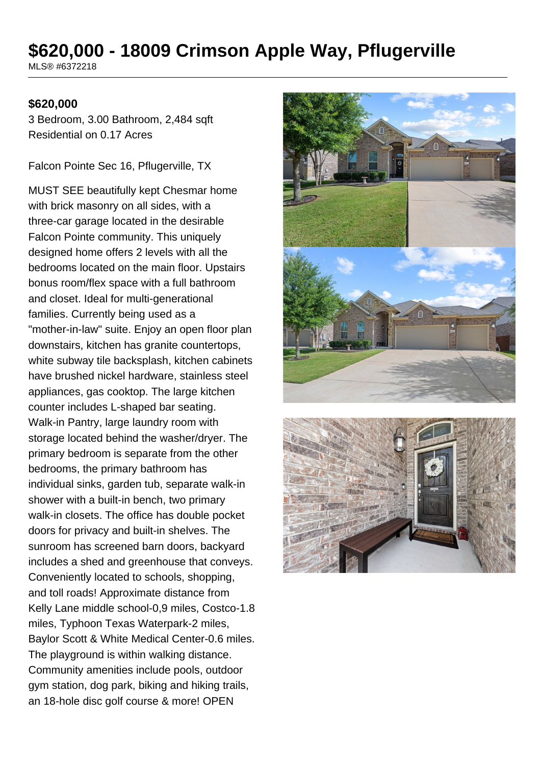# $620,000 - 18009 Crimson Apple Way, Pflugerville

MLS® #6372218

**$620,000**

3 Bedroom, 3.00 Bathroom, 2,484 sqft
Residential on 0.17 Acres

Falcon Pointe Sec 16, Pflugerville, TX

MUST SEE beautifully kept Chesmar home with brick masonry on all sides, with a three-car garage located in the desirable Falcon Pointe community. This uniquely designed home offers 2 levels with all the bedrooms located on the main floor. Upstairs bonus room/flex space with a full bathroom and closet. Ideal for multi-generational families. Currently being used as a "mother-in-law" suite. Enjoy an open floor plan downstairs, kitchen has granite countertops, white subway tile backsplash, kitchen cabinets have brushed nickel hardware, stainless steel appliances, gas cooktop. The large kitchen counter includes L-shaped bar seating. Walk-in Pantry, large laundry room with storage located behind the washer/dryer. The primary bedroom is separate from the other bedrooms, the primary bathroom has individual sinks, garden tub, separate walk-in shower with a built-in bench, two primary walk-in closets. The office has double pocket doors for privacy and built-in shelves. The sunroom has screened barn doors, backyard includes a shed and greenhouse that conveys. Conveniently located to schools, shopping, and toll roads! Approximate distance from Kelly Lane middle school-0,9 miles, Costco-1.8 miles, Typhoon Texas Waterpark-2 miles, Baylor Scott & White Medical Center-0.6 miles. The playground is within walking distance. Community amenities include pools, outdoor gym station, dog park, biking and hiking trails, an 18-hole disc golf course & more! OPEN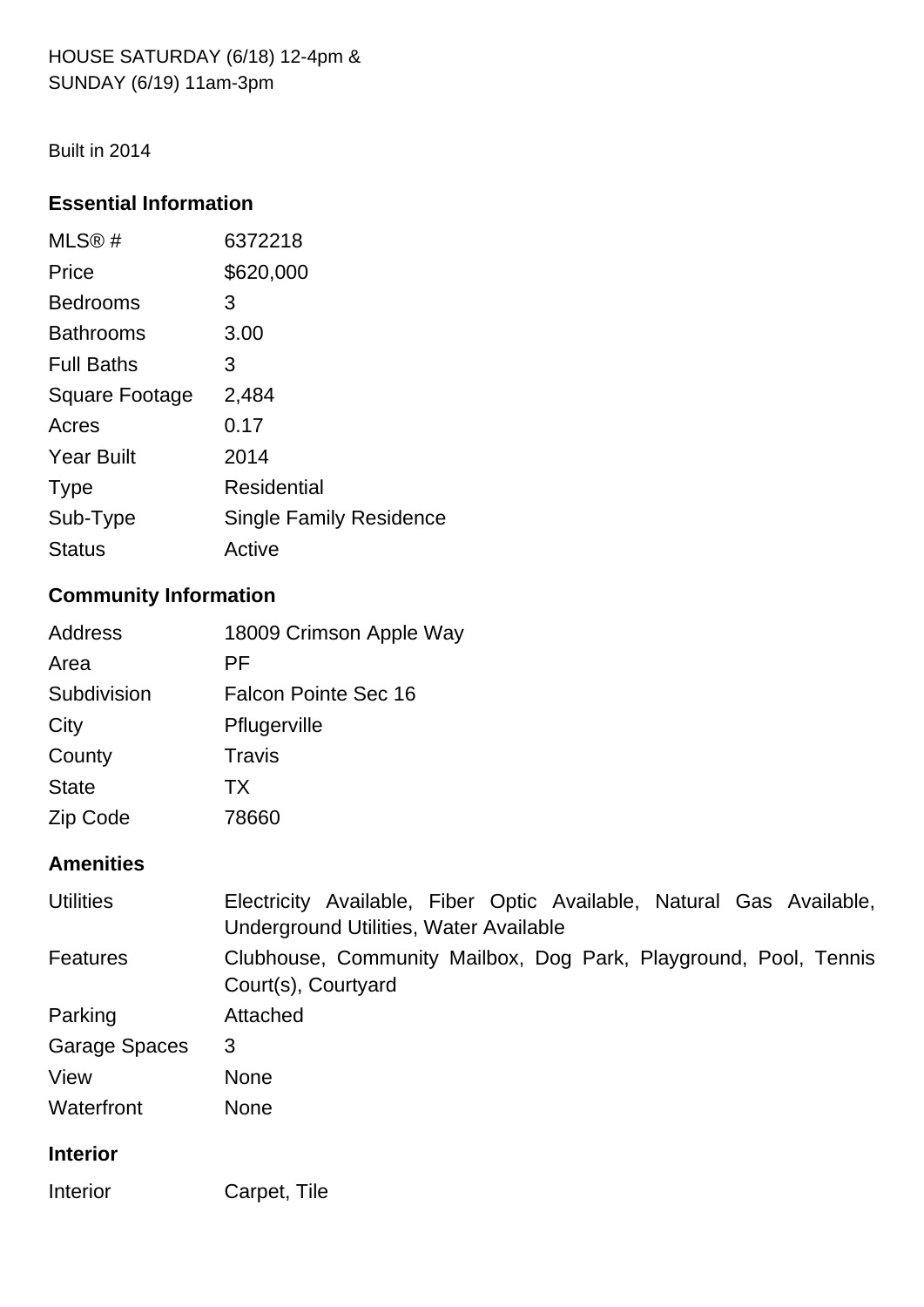HOUSE SATURDAY (6/18) 12-4pm &
SUNDAY (6/19) 11am-3pm

Built in 2014

### Essential Information

| | |
|---|---|
| MLS® # | 6372218 |
| Price | $620,000 |
| Bedrooms | 3 |
| Bathrooms | 3.00 |
| Full Baths | 3 |
| Square Footage | 2,484 |
| Acres | 0.17 |
| Year Built | 2014 |
| Type | Residential |
| Sub-Type | Single Family Residence |
| Status | Active |

### Community Information

| | |
|---|---|
| Address | 18009 Crimson Apple Way |
| Area | PF |
| Subdivision | Falcon Pointe Sec 16 |
| City | Pflugerville |
| County | Travis |
| State | TX |
| Zip Code | 78660 |

### Amenities

| | |
|---|---|
| Utilities | Electricity Available, Fiber Optic Available, Natural Gas Available, Underground Utilities, Water Available |
| Features | Clubhouse, Community Mailbox, Dog Park, Playground, Pool, Tennis Court(s), Courtyard |
| Parking | Attached |
| Garage Spaces | 3 |
| View | None |
| Waterfront | None |

### Interior

| | |
|---|---|
| Interior | Carpet, Tile |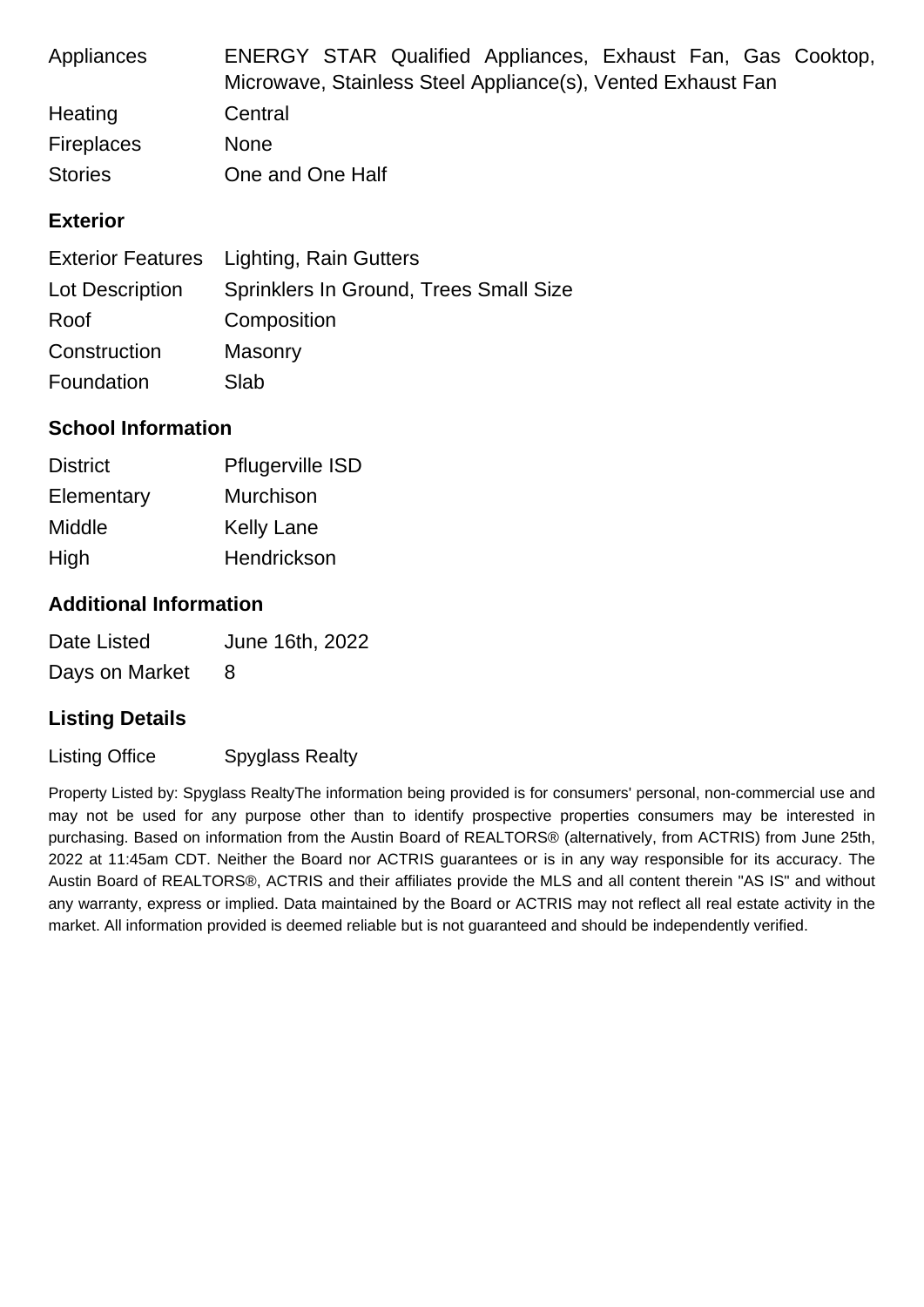| | |
|---|---|
| Appliances | ENERGY STAR Qualified Appliances, Exhaust Fan, Gas Cooktop, Microwave, Stainless Steel Appliance(s), Vented Exhaust Fan |
| Heating | Central |
| Fireplaces | None |
| Stories | One and One Half |

## Exterior

| | |
|---|---|
| Exterior Features | Lighting, Rain Gutters |
| Lot Description | Sprinklers In Ground, Trees Small Size |
| Roof | Composition |
| Construction | Masonry |
| Foundation | Slab |

## School Information

| | |
|---|---|
| District | Pflugerville ISD |
| Elementary | Murchison |
| Middle | Kelly Lane |
| High | Hendrickson |

## Additional Information

| | |
|---|---|
| Date Listed | June 16th, 2022 |
| Days on Market | 8 |

## Listing Details

| | |
|---|---|
| Listing Office | Spyglass Realty |

Property Listed by: Spyglass RealtyThe information being provided is for consumers' personal, non-commercial use and may not be used for any purpose other than to identify prospective properties consumers may be interested in purchasing. Based on information from the Austin Board of REALTORS® (alternatively, from ACTRIS) from June 25th, 2022 at 11:45am CDT. Neither the Board nor ACTRIS guarantees or is in any way responsible for its accuracy. The Austin Board of REALTORS®, ACTRIS and their affiliates provide the MLS and all content therein "AS IS" and without any warranty, express or implied. Data maintained by the Board or ACTRIS may not reflect all real estate activity in the market. All information provided is deemed reliable but is not guaranteed and should be independently verified.